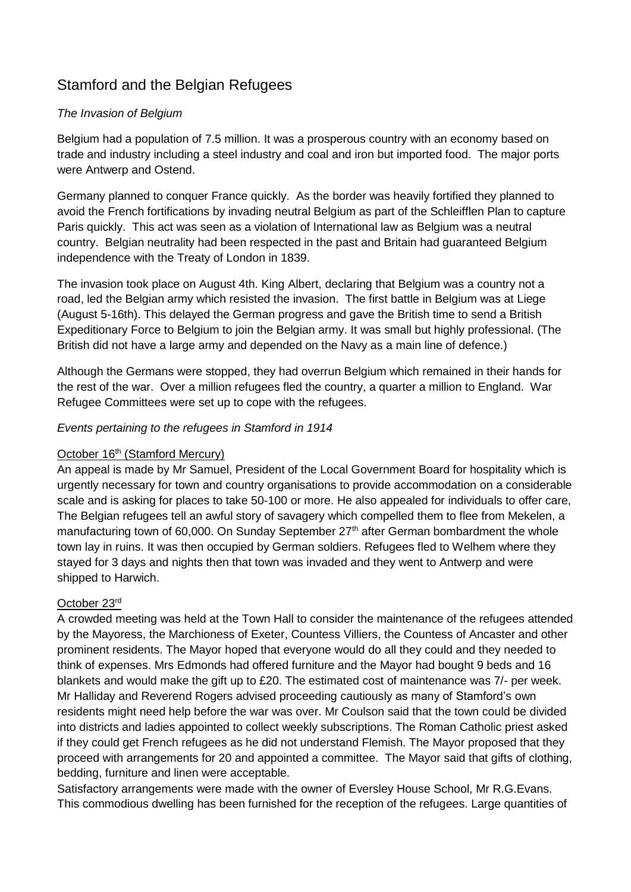# Stamford and the Belgian Refugees

*The Invasion of Belgium*

Belgium had a population of 7.5 million. It was a prosperous country with an economy based on trade and industry including a steel industry and coal and iron but imported food. The major ports were Antwerp and Ostend.

Germany planned to conquer France quickly. As the border was heavily fortified they planned to avoid the French fortifications by invading neutral Belgium as part of the Schleifflen Plan to capture Paris quickly. This act was seen as a violation of International law as Belgium was a neutral country. Belgian neutrality had been respected in the past and Britain had guaranteed Belgium independence with the Treaty of London in 1839.

The invasion took place on August 4th. King Albert, declaring that Belgium was a country not a road, led the Belgian army which resisted the invasion. The first battle in Belgium was at Liege (August 5-16th). This delayed the German progress and gave the British time to send a British Expeditionary Force to Belgium to join the Belgian army. It was small but highly professional. (The British did not have a large army and depended on the Navy as a main line of defence.)

Although the Germans were stopped, they had overrun Belgium which remained in their hands for the rest of the war. Over a million refugees fled the country, a quarter a million to England. War Refugee Committees were set up to cope with the refugees.

*Events pertaining to the refugees in Stamford in 1914*

<u>October 16th (Stamford Mercury)</u>

An appeal is made by Mr Samuel, President of the Local Government Board for hospitality which is urgently necessary for town and country organisations to provide accommodation on a considerable scale and is asking for places to take 50-100 or more. He also appealed for individuals to offer care, The Belgian refugees tell an awful story of savagery which compelled them to flee from Mekelen, a manufacturing town of 60,000. On Sunday September 27th after German bombardment the whole town lay in ruins. It was then occupied by German soldiers. Refugees fled to Welhem where they stayed for 3 days and nights then that town was invaded and they went to Antwerp and were shipped to Harwich.

<u>October 23rd</u>

A crowded meeting was held at the Town Hall to consider the maintenance of the refugees attended by the Mayoress, the Marchioness of Exeter, Countess Villiers, the Countess of Ancaster and other prominent residents. The Mayor hoped that everyone would do all they could and they needed to think of expenses. Mrs Edmonds had offered furniture and the Mayor had bought 9 beds and 16 blankets and would make the gift up to £20. The estimated cost of maintenance was 7/- per week. Mr Halliday and Reverend Rogers advised proceeding cautiously as many of Stamford's own residents might need help before the war was over. Mr Coulson said that the town could be divided into districts and ladies appointed to collect weekly subscriptions. The Roman Catholic priest asked if they could get French refugees as he did not understand Flemish. The Mayor proposed that they proceed with arrangements for 20 and appointed a committee. The Mayor said that gifts of clothing, bedding, furniture and linen were acceptable.

Satisfactory arrangements were made with the owner of Eversley House School, Mr R.G.Evans. This commodious dwelling has been furnished for the reception of the refugees. Large quantities of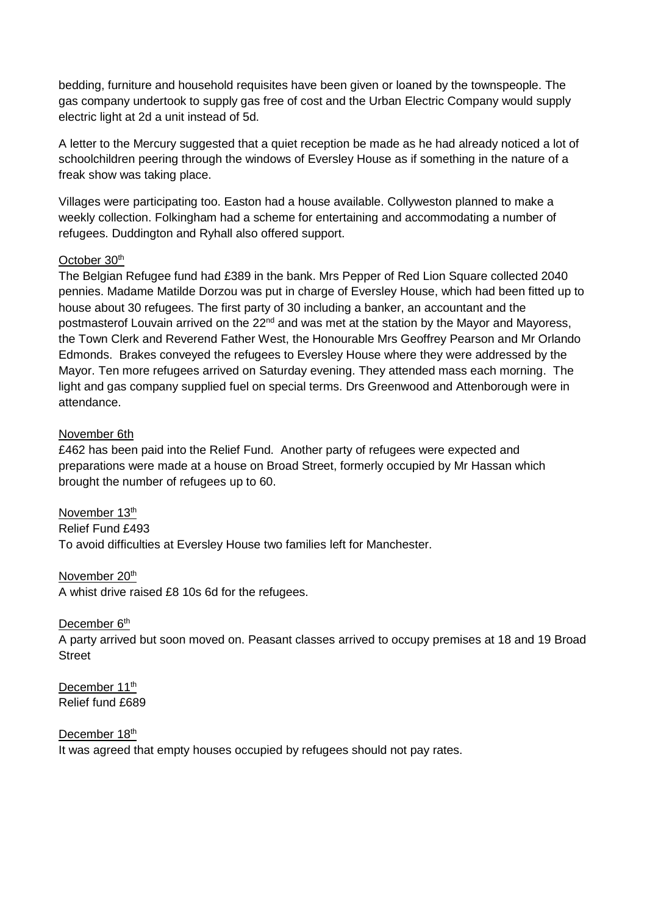bedding, furniture and household requisites have been given or loaned by the townspeople. The gas company undertook to supply gas free of cost and the Urban Electric Company would supply electric light at 2d a unit instead of 5d.

A letter to the Mercury suggested that a quiet reception be made as he had already noticed a lot of schoolchildren peering through the windows of Eversley House as if something in the nature of a freak show was taking place.

Villages were participating too. Easton had a house available. Collyweston planned to make a weekly collection. Folkingham had a scheme for entertaining and accommodating a number of refugees. Duddington and Ryhall also offered support.

October 30th

The Belgian Refugee fund had £389 in the bank. Mrs Pepper of Red Lion Square collected 2040 pennies. Madame Matilde Dorzou was put in charge of Eversley House, which had been fitted up to house about 30 refugees. The first party of 30 including a banker, an accountant and the postmasterof Louvain arrived on the 22nd and was met at the station by the Mayor and Mayoress, the Town Clerk and Reverend Father West, the Honourable Mrs Geoffrey Pearson and Mr Orlando Edmonds. Brakes conveyed the refugees to Eversley House where they were addressed by the Mayor. Ten more refugees arrived on Saturday evening. They attended mass each morning. The light and gas company supplied fuel on special terms. Drs Greenwood and Attenborough were in attendance.

November 6th

£462 has been paid into the Relief Fund. Another party of refugees were expected and preparations were made at a house on Broad Street, formerly occupied by Mr Hassan which brought the number of refugees up to 60.

November 13th

Relief Fund £493

To avoid difficulties at Eversley House two families left for Manchester.

November 20th

A whist drive raised £8 10s 6d for the refugees.

December 6th

A party arrived but soon moved on. Peasant classes arrived to occupy premises at 18 and 19 Broad Street

December 11th

Relief fund £689

December 18th

It was agreed that empty houses occupied by refugees should not pay rates.